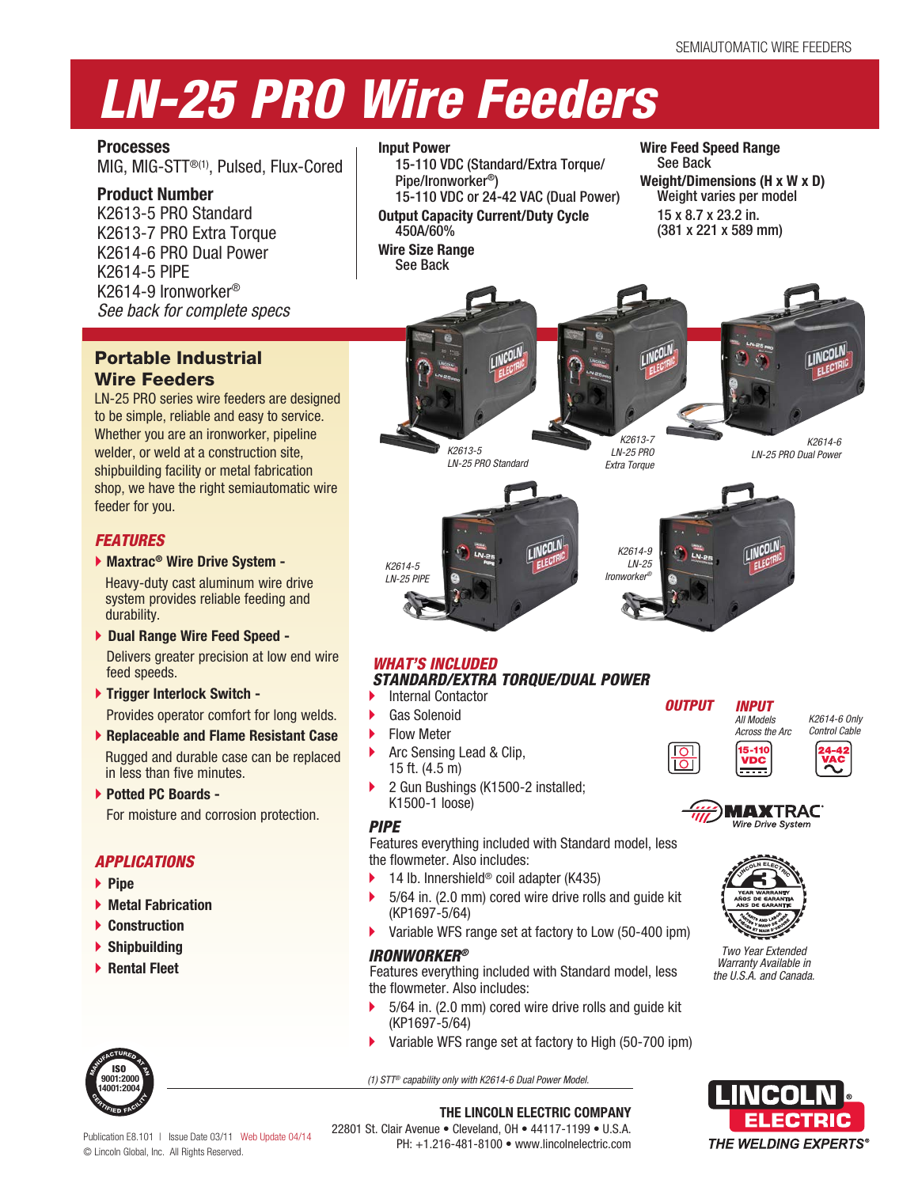SEMIAUTOMATIC WIRE FEEDERS

# LN-25 PRO Wire Feeders

**Processes**
MIG, MIG-STT®(1), Pulsed, Flux-Cored

**Product Number**
K2613-5 PRO Standard
K2613-7 PRO Extra Torque
K2614-6 PRO Dual Power
K2614-5 PIPE
K2614-9 Ironworker®
*See back for complete specs*

**Input Power**
15-110 VDC (Standard/Extra Torque/ Pipe/Ironworker®)
15-110 VDC or 24-42 VAC (Dual Power)

**Output Capacity Current/Duty Cycle**
450A/60%

**Wire Size Range**
See Back

**Wire Feed Speed Range**
See Back

**Weight/Dimensions (H x W x D)**
Weight varies per model
15 x 8.7 x 23.2 in.
(381 x 221 x 589 mm)

## Portable Industrial Wire Feeders

LN-25 PRO series wire feeders are designed to be simple, reliable and easy to service. Whether you are an ironworker, pipeline welder, or weld at a construction site, shipbuilding facility or metal fabrication shop, we have the right semiautomatic wire feeder for you.

### FEATURES

- **Maxtrac® Wire Drive System -** Heavy-duty cast aluminum wire drive system provides reliable feeding and durability.
- **Dual Range Wire Feed Speed -** Delivers greater precision at low end wire feed speeds.
- **Trigger Interlock Switch -** Provides operator comfort for long welds.
- **Replaceable and Flame Resistant Case** Rugged and durable case can be replaced in less than five minutes.
- **Potted PC Boards -** For moisture and corrosion protection.

### APPLICATIONS

- Pipe
- Metal Fabrication
- Construction
- Shipbuilding
- Rental Fleet

*K2613-5 LN-25 PRO Standard*

*K2613-7 LN-25 PRO Extra Torque*

*K2614-6 LN-25 PRO Dual Power*

*K2614-5 LN-25 PIPE*

*K2614-9 LN-25 Ironworker®*

### WHAT'S INCLUDED

#### STANDARD/EXTRA TORQUE/DUAL POWER

- Internal Contactor
- Gas Solenoid
- Flow Meter
- Arc Sensing Lead & Clip, 15 ft. (4.5 m)
- 2 Gun Bushings (K1500-2 installed; K1500-1 loose)

#### PIPE

Features everything included with Standard model, less the flowmeter. Also includes:

- 14 lb. Innershield® coil adapter (K435)
- 5/64 in. (2.0 mm) cored wire drive rolls and guide kit (KP1697-5/64)
- Variable WFS range set at factory to Low (50-400 ipm)

#### IRONWORKER®

Features everything included with Standard model, less the flowmeter. Also includes:

- 5/64 in. (2.0 mm) cored wire drive rolls and guide kit (KP1697-5/64)
- Variable WFS range set at factory to High (50-700 ipm)

**OUTPUT**

**INPUT**
*All Models Across the Arc* — 15-110 VDC
*K2614-6 Only Control Cable* — 24-42 VAC

MAXTRAC® Wire Drive System

*Two Year Extended Warranty Available in the U.S.A. and Canada.*

*(1) STT® capability only with K2614-6 Dual Power Model.*

**THE LINCOLN ELECTRIC COMPANY**
22801 St. Clair Avenue • Cleveland, OH • 44117-1199 • U.S.A.
PH: +1.216-481-8100 • www.lincolnelectric.com

Publication E8.101 | Issue Date 03/11 Web Update 04/14
© Lincoln Global, Inc. All Rights Reserved.

LINCOLN ELECTRIC® THE WELDING EXPERTS®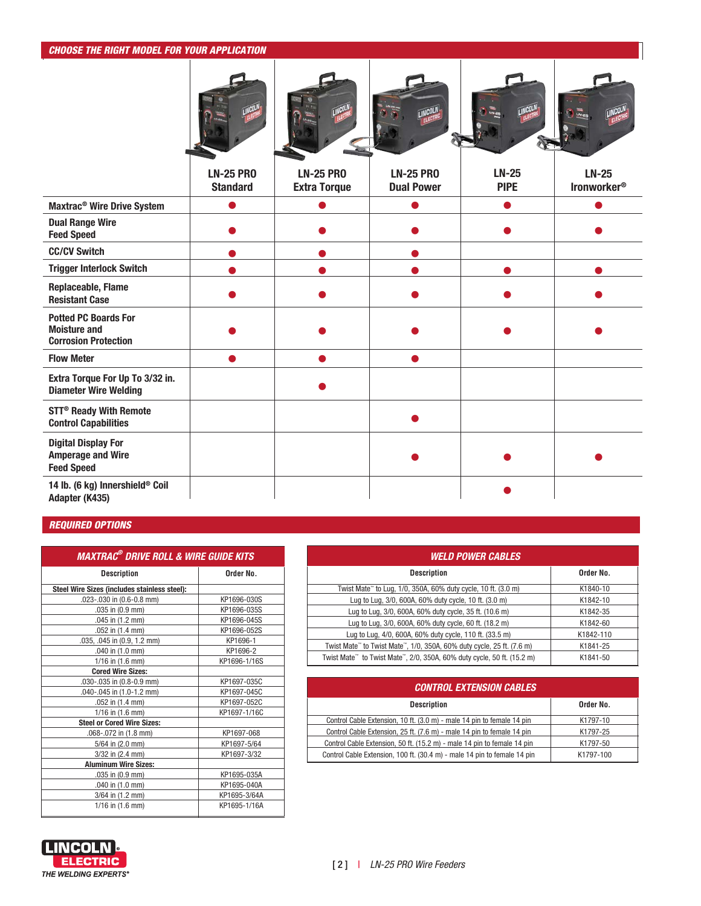## CHOOSE THE RIGHT MODEL FOR YOUR APPLICATION

| | LN-25 PRO Standard | LN-25 PRO Extra Torque | LN-25 PRO Dual Power | LN-25 PIPE | LN-25 Ironworker® |
|---|---|---|---|---|---|
| Maxtrac® Wire Drive System | ● | ● | ● | ● | ● |
| Dual Range Wire Feed Speed | ● | ● | ● | ● | ● |
| CC/CV Switch | ● | ● | ● | | |
| Trigger Interlock Switch | ● | ● | ● | ● | ● |
| Replaceable, Flame Resistant Case | ● | ● | ● | ● | ● |
| Potted PC Boards For Moisture and Corrosion Protection | ● | ● | ● | ● | ● |
| Flow Meter | ● | ● | ● | | |
| Extra Torque For Up To 3/32 in. Diameter Wire Welding | | ● | | | |
| STT® Ready With Remote Control Capabilities | | | ● | | |
| Digital Display For Amperage and Wire Feed Speed | | | ● | ● | ● |
| 14 lb. (6 kg) Innershield® Coil Adapter (K435) | | | | ● | |

## REQUIRED OPTIONS

### MAXTRAC® DRIVE ROLL & WIRE GUIDE KITS

| Description | Order No. |
|---|---|
| **Steel Wire Sizes (includes stainless steel):** | |
| .023-.030 in (0.6-0.8 mm) | KP1696-030S |
| .035 in (0.9 mm) | KP1696-035S |
| .045 in (1.2 mm) | KP1696-045S |
| .052 in (1.4 mm) | KP1696-052S |
| .035, .045 in (0.9, 1.2 mm) | KP1696-1 |
| .040 in (1.0 mm) | KP1696-2 |
| 1/16 in (1.6 mm) | KP1696-1/16S |
| **Cored Wire Sizes:** | |
| .030-.035 in (0.8-0.9 mm) | KP1697-035C |
| .040-.045 in (1.0-1.2 mm) | KP1697-045C |
| .052 in (1.4 mm) | KP1697-052C |
| 1/16 in (1.6 mm) | KP1697-1/16C |
| **Steel or Cored Wire Sizes:** | |
| .068-.072 in (1.8 mm) | KP1697-068 |
| 5/64 in (2.0 mm) | KP1697-5/64 |
| 3/32 in (2.4 mm) | KP1697-3/32 |
| **Aluminum Wire Sizes:** | |
| .035 in (0.9 mm) | KP1695-035A |
| .040 in (1.0 mm) | KP1695-040A |
| 3/64 in (1.2 mm) | KP1695-3/64A |
| 1/16 in (1.6 mm) | KP1695-1/16A |

### WELD POWER CABLES

| Description | Order No. |
|---|---|
| Twist Mate™ to Lug, 1/0, 350A, 60% duty cycle, 10 ft. (3.0 m) | K1840-10 |
| Lug to Lug, 3/0, 600A, 60% duty cycle, 10 ft. (3.0 m) | K1842-10 |
| Lug to Lug, 3/0, 600A, 60% duty cycle, 35 ft. (10.6 m) | K1842-35 |
| Lug to Lug, 3/0, 600A, 60% duty cycle, 60 ft. (18.2 m) | K1842-60 |
| Lug to Lug, 4/0, 600A, 60% duty cycle, 110 ft. (33.5 m) | K1842-110 |
| Twist Mate™ to Twist Mate™, 1/0, 350A, 60% duty cycle, 25 ft. (7.6 m) | K1841-25 |
| Twist Mate™ to Twist Mate™, 2/0, 350A, 60% duty cycle, 50 ft. (15.2 m) | K1841-50 |

### CONTROL EXTENSION CABLES

| Description | Order No. |
|---|---|
| Control Cable Extension, 10 ft. (3.0 m) - male 14 pin to female 14 pin | K1797-10 |
| Control Cable Extension, 25 ft. (7.6 m) - male 14 pin to female 14 pin | K1797-25 |
| Control Cable Extension, 50 ft. (15.2 m) - male 14 pin to female 14 pin | K1797-50 |
| Control Cable Extension, 100 ft. (30.4 m) - male 14 pin to female 14 pin | K1797-100 |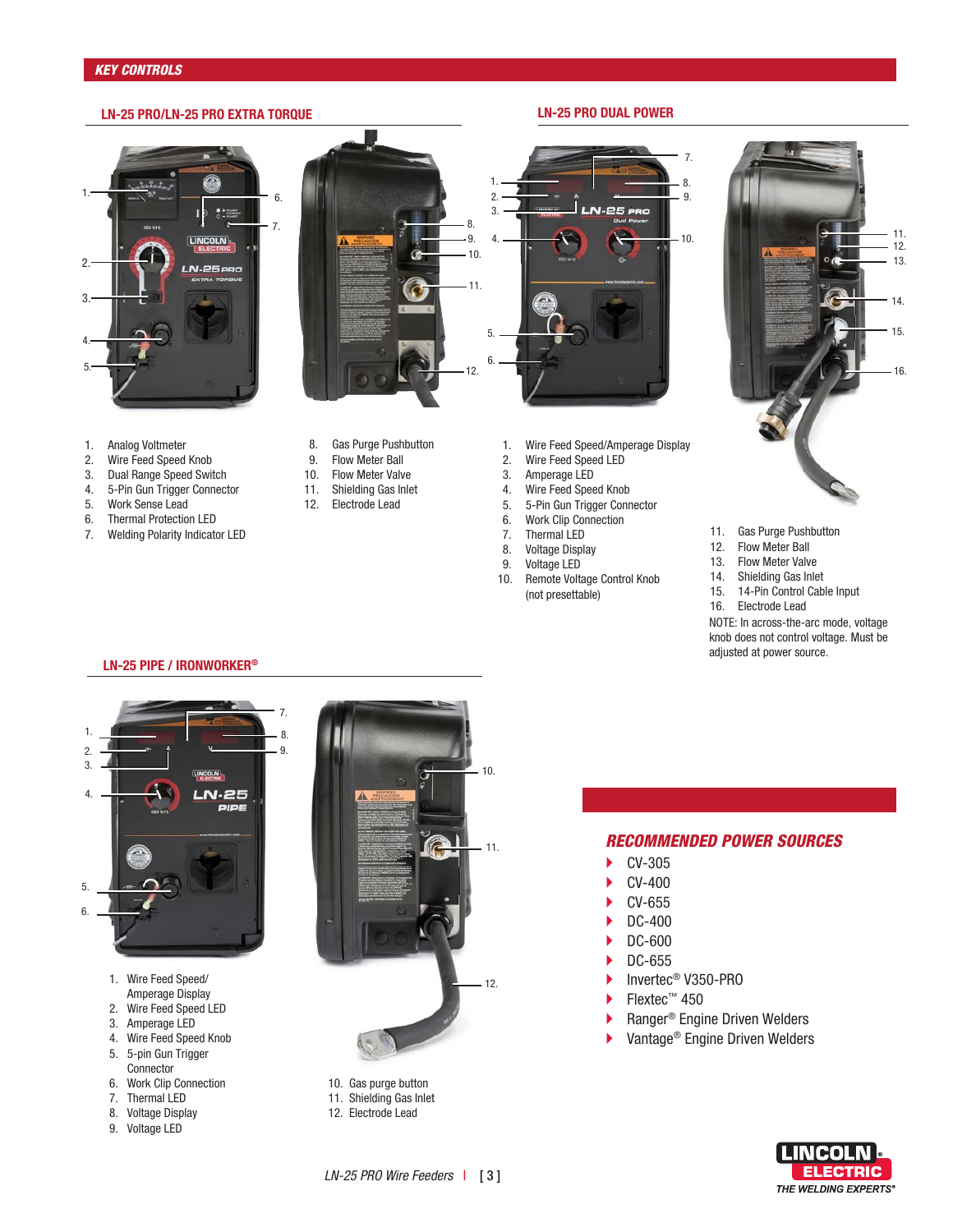## KEY CONTROLS

### LN-25 PRO/LN-25 PRO EXTRA TORQUE

1. Analog Voltmeter
2. Wire Feed Speed Knob
3. Dual Range Speed Switch
4. 5-Pin Gun Trigger Connector
5. Work Sense Lead
6. Thermal Protection LED
7. Welding Polarity Indicator LED
8. Gas Purge Pushbutton
9. Flow Meter Ball
10. Flow Meter Valve
11. Shielding Gas Inlet
12. Electrode Lead

### LN-25 PRO DUAL POWER

1. Wire Feed Speed/Amperage Display
2. Wire Feed Speed LED
3. Amperage LED
4. Wire Feed Speed Knob
5. 5-Pin Gun Trigger Connector
6. Work Clip Connection
7. Thermal LED
8. Voltage Display
9. Voltage LED
10. Remote Voltage Control Knob (not presettable)
11. Gas Purge Pushbutton
12. Flow Meter Ball
13. Flow Meter Valve
14. Shielding Gas Inlet
15. 14-Pin Control Cable Input
16. Electrode Lead

NOTE: In across-the-arc mode, voltage knob does not control voltage. Must be adjusted at power source.

### LN-25 PIPE / IRONWORKER®

1. Wire Feed Speed/ Amperage Display
2. Wire Feed Speed LED
3. Amperage LED
4. Wire Feed Speed Knob
5. 5-pin Gun Trigger Connector
6. Work Clip Connection
7. Thermal LED
8. Voltage Display
9. Voltage LED
10. Gas purge button
11. Shielding Gas Inlet
12. Electrode Lead

### *RECOMMENDED POWER SOURCES*

- CV-305
- CV-400
- CV-655
- DC-400
- DC-600
- DC-655
- Invertec® V350-PRO
- Flextec™ 450
- Ranger® Engine Driven Welders
- Vantage® Engine Driven Welders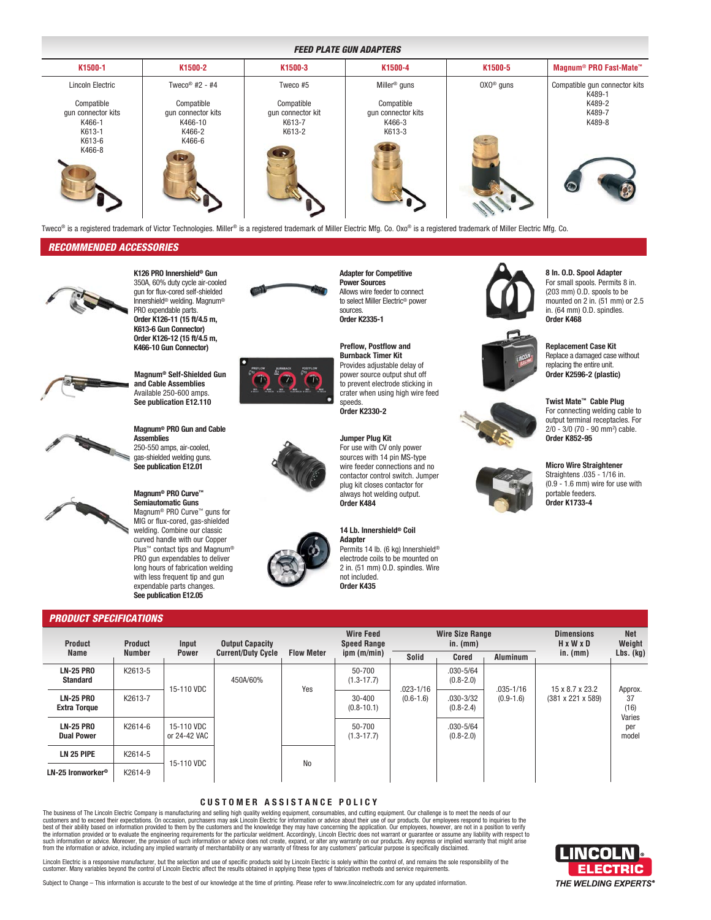## FEED PLATE GUN ADAPTERS

| K1500-1 | K1500-2 | K1500-3 | K1500-4 | K1500-5 | Magnum® PRO Fast-Mate™ |
|---|---|---|---|---|---|
| Lincoln Electric<br><br>Compatible gun connector kits<br>K466-1<br>K613-1<br>K613-6<br>K466-8 | Tweco® #2 - #4<br><br>Compatible gun connector kits<br>K466-10<br>K466-2<br>K466-6 | Tweco #5<br><br>Compatible gun connector kit<br>K613-7<br>K613-2 | Miller® guns<br><br>Compatible gun connector kits<br>K466-3<br>K613-3 | OXO® guns | Compatible gun connector kits<br>K489-1<br>K489-2<br>K489-7<br>K489-8 |

Tweco® is a registered trademark of Victor Technologies. Miller® is a registered trademark of Miller Electric Mfg. Co. Oxo® is a registered trademark of Miller Electric Mfg. Co.

## RECOMMENDED ACCESSORIES

**K126 PRO Innershield® Gun**
350A, 60% duty cycle air-cooled gun for flux-cored self-shielded Innershield® welding. Magnum® PRO expendable parts.
**Order K126-11 (15 ft/4.5 m, K613-6 Gun Connector)**
**Order K126-12 (15 ft/4.5 m, K466-10 Gun Connector)**

**Magnum® Self-Shielded Gun and Cable Assemblies**
Available 250-600 amps.
**See publication E12.110**

**Magnum® PRO Gun and Cable Assemblies**
250-550 amps, air-cooled, gas-shielded welding guns.
**See publication E12.01**

**Magnum® PRO Curve™ Semiautomatic Guns**
Magnum® PRO Curve™ guns for MIG or flux-cored, gas-shielded welding. Combine our classic curved handle with our Copper Plus™ contact tips and Magnum® PRO gun expendables to deliver long hours of fabrication welding with less frequent tip and gun expendable parts changes.
**See publication E12.05**

**Adapter for Competitive Power Sources**
Allows wire feeder to connect to select Miller Electric® power sources.
**Order K2335-1**

**Preflow, Postflow and Burnback Timer Kit**
Provides adjustable delay of power source output shut off to prevent electrode sticking in crater when using high wire feed speeds.
**Order K2330-2**

**Jumper Plug Kit**
For use with CV only power sources with 14 pin MS-type wire feeder connections and no contactor control switch. Jumper plug kit closes contactor for always hot welding output.
**Order K484**

**14 Lb. Innershield® Coil Adapter**
Permits 14 lb. (6 kg) Innershield® electrode coils to be mounted on 2 in. (51 mm) O.D. spindles. Wire not included.
**Order K435**

**8 In. O.D. Spool Adapter**
For small spools. Permits 8 in. (203 mm) O.D. spools to be mounted on 2 in. (51 mm) or 2.5 in. (64 mm) O.D. spindles.
**Order K468**

**Replacement Case Kit**
Replace a damaged case without replacing the entire unit.
**Order K2596-2 (plastic)**

**Twist Mate™ Cable Plug**
For connecting welding cable to output terminal receptacles. For 2/0 - 3/0 (70 - 90 mm²) cable.
**Order K852-95**

**Micro Wire Straightener**
Straightens .035 - 1/16 in. (0.9 - 1.6 mm) wire for use with portable feeders.
**Order K1733-4**

## PRODUCT SPECIFICATIONS

| Product Name | Product Number | Input Power | Output Capacity Current/Duty Cycle | Flow Meter | Wire Feed Speed Range ipm (m/min) | Wire Size Range in. (mm) Solid | Cored | Aluminum | Dimensions H x W x D in. (mm) | Net Weight Lbs. (kg) |
|---|---|---|---|---|---|---|---|---|---|---|
| **LN-25 PRO Standard** | K2613-5 | 15-110 VDC | 450A/60% | Yes | 50-700 (1.3-17.7) | .023-1/16 (0.6-1.6) | .030-5/64 (0.8-2.0) | .035-1/16 (0.9-1.6) | 15 x 8.7 x 23.2 (381 x 221 x 589) | Approx. 37 (16) Varies per model |
| **LN-25 PRO Extra Torque** | K2613-7 | | | | 30-400 (0.8-10.1) | | .030-3/32 (0.8-2.4) | | | |
| **LN-25 PRO Dual Power** | K2614-6 | 15-110 VDC or 24-42 VAC | | | 50-700 (1.3-17.7) | | .030-5/64 (0.8-2.0) | | | |
| **LN 25 PIPE** | K2614-5 | 15-110 VDC | | No | | | | | | |
| **LN-25 Ironworker®** | K2614-9 | | | | | | | | | |

### CUSTOMER ASSISTANCE POLICY

The business of The Lincoln Electric Company is manufacturing and selling high quality welding equipment, consumables, and cutting equipment. Our challenge is to meet the needs of our customers and to exceed their expectations. On occasion, purchasers may ask Lincoln Electric for information or advice about their use of our products. Our employees respond to inquiries to the best of their ability based on information provided to them by the customers and the knowledge they may have concerning the application. Our employees, however, are not in a position to verify the information provided or to evaluate the engineering requirements for the particular weldment. Accordingly, Lincoln Electric does not warrant or guarantee or assume any liability with respect to such information or advice. Moreover, the provision of such information or advice does not create, expand, or alter any warranty on our products. Any express or implied warranty that might arise from the information or advice, including any implied warranty of merchantability or any warranty of fitness for any customers' particular purpose is specifically disclaimed.

Lincoln Electric is a responsive manufacturer, but the selection and use of specific products sold by Lincoln Electric is solely within the control of, and remains the sole responsibility of the customer. Many variables beyond the control of Lincoln Electric affect the results obtained in applying these types of fabrication methods and service requirements.

Subject to Change – This information is accurate to the best of our knowledge at the time of printing. Please refer to www.lincolnelectric.com for any updated information.

LINCOLN ELECTRIC
THE WELDING EXPERTS®